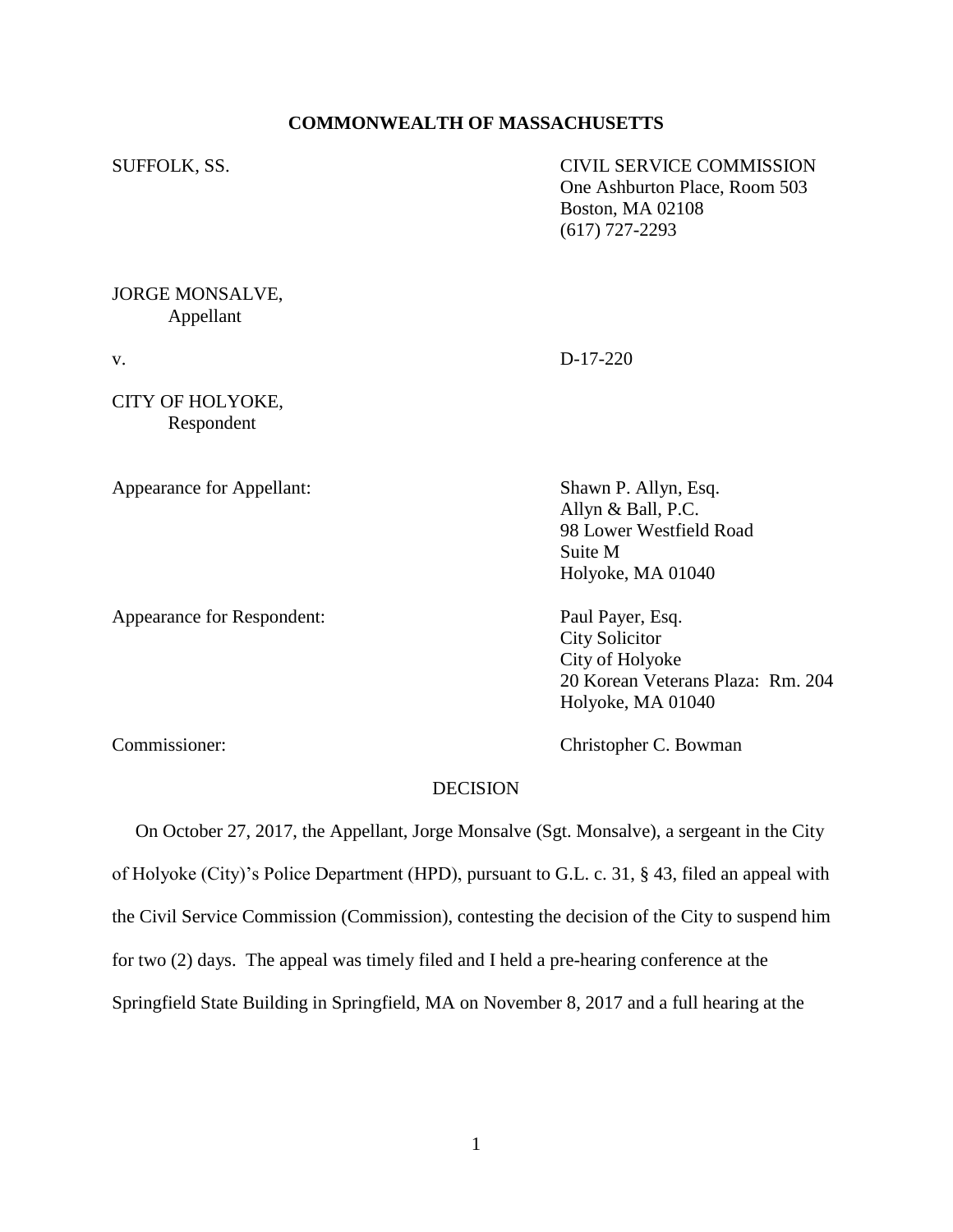**COMMONWEALTH OF MASSACHUSETTS**

SUFFOLK, SS.

CIVIL SERVICE COMMISSION
One Ashburton Place, Room 503
Boston, MA 02108
(617) 727-2293

JORGE MONSALVE,
Appellant

v.

D-17-220

CITY OF HOLYOKE,
Respondent

Appearance for Appellant:

Shawn P. Allyn, Esq.
Allyn & Ball, P.C.
98 Lower Westfield Road
Suite M
Holyoke, MA 01040

Appearance for Respondent:

Paul Payer, Esq.
City Solicitor
City of Holyoke
20 Korean Veterans Plaza: Rm. 204
Holyoke, MA 01040

Commissioner:

Christopher C. Bowman

DECISION

On October 27, 2017, the Appellant, Jorge Monsalve (Sgt. Monsalve), a sergeant in the City of Holyoke (City)'s Police Department (HPD), pursuant to G.L. c. 31, § 43, filed an appeal with the Civil Service Commission (Commission), contesting the decision of the City to suspend him for two (2) days. The appeal was timely filed and I held a pre-hearing conference at the Springfield State Building in Springfield, MA on November 8, 2017 and a full hearing at the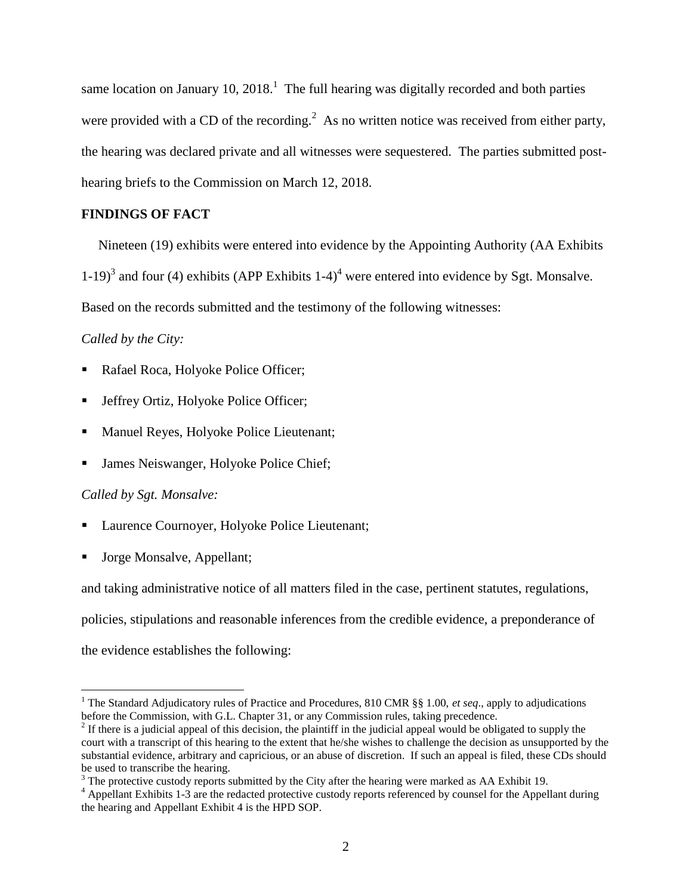same location on January 10, 2018.[1] The full hearing was digitally recorded and both parties were provided with a CD of the recording.[2] As no written notice was received from either party, the hearing was declared private and all witnesses were sequestered. The parties submitted post-hearing briefs to the Commission on March 12, 2018.

## FINDINGS OF FACT

Nineteen (19) exhibits were entered into evidence by the Appointing Authority (AA Exhibits 1-19)[3] and four (4) exhibits (APP Exhibits 1-4)[4] were entered into evidence by Sgt. Monsalve. Based on the records submitted and the testimony of the following witnesses:

*Called by the City:*

- Rafael Roca, Holyoke Police Officer;
- Jeffrey Ortiz, Holyoke Police Officer;
- Manuel Reyes, Holyoke Police Lieutenant;
- James Neiswanger, Holyoke Police Chief;

*Called by Sgt. Monsalve:*

- Laurence Cournoyer, Holyoke Police Lieutenant;
- Jorge Monsalve, Appellant;

and taking administrative notice of all matters filed in the case, pertinent statutes, regulations, policies, stipulations and reasonable inferences from the credible evidence, a preponderance of the evidence establishes the following:

---

[1] The Standard Adjudicatory rules of Practice and Procedures, 810 CMR §§ 1.00, *et seq*., apply to adjudications before the Commission, with G.L. Chapter 31, or any Commission rules, taking precedence.

[2] If there is a judicial appeal of this decision, the plaintiff in the judicial appeal would be obligated to supply the court with a transcript of this hearing to the extent that he/she wishes to challenge the decision as unsupported by the substantial evidence, arbitrary and capricious, or an abuse of discretion. If such an appeal is filed, these CDs should be used to transcribe the hearing.

[3] The protective custody reports submitted by the City after the hearing were marked as AA Exhibit 19.

[4] Appellant Exhibits 1-3 are the redacted protective custody reports referenced by counsel for the Appellant during the hearing and Appellant Exhibit 4 is the HPD SOP.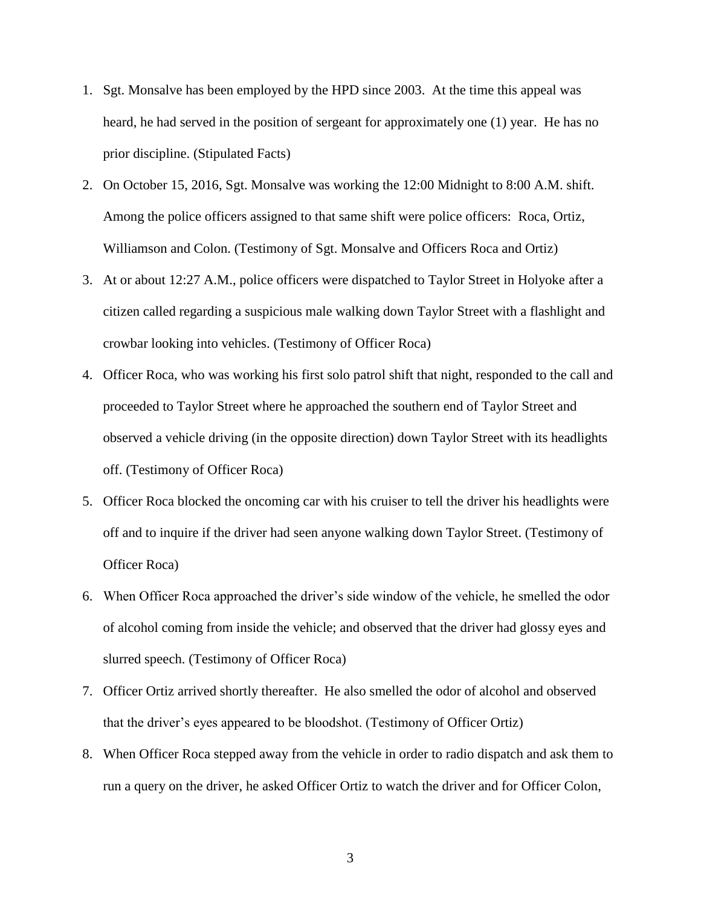1. Sgt. Monsalve has been employed by the HPD since 2003. At the time this appeal was heard, he had served in the position of sergeant for approximately one (1) year. He has no prior discipline. (Stipulated Facts)
2. On October 15, 2016, Sgt. Monsalve was working the 12:00 Midnight to 8:00 A.M. shift. Among the police officers assigned to that same shift were police officers: Roca, Ortiz, Williamson and Colon. (Testimony of Sgt. Monsalve and Officers Roca and Ortiz)
3. At or about 12:27 A.M., police officers were dispatched to Taylor Street in Holyoke after a citizen called regarding a suspicious male walking down Taylor Street with a flashlight and crowbar looking into vehicles. (Testimony of Officer Roca)
4. Officer Roca, who was working his first solo patrol shift that night, responded to the call and proceeded to Taylor Street where he approached the southern end of Taylor Street and observed a vehicle driving (in the opposite direction) down Taylor Street with its headlights off. (Testimony of Officer Roca)
5. Officer Roca blocked the oncoming car with his cruiser to tell the driver his headlights were off and to inquire if the driver had seen anyone walking down Taylor Street. (Testimony of Officer Roca)
6. When Officer Roca approached the driver's side window of the vehicle, he smelled the odor of alcohol coming from inside the vehicle; and observed that the driver had glossy eyes and slurred speech. (Testimony of Officer Roca)
7. Officer Ortiz arrived shortly thereafter. He also smelled the odor of alcohol and observed that the driver's eyes appeared to be bloodshot. (Testimony of Officer Ortiz)
8. When Officer Roca stepped away from the vehicle in order to radio dispatch and ask them to run a query on the driver, he asked Officer Ortiz to watch the driver and for Officer Colon,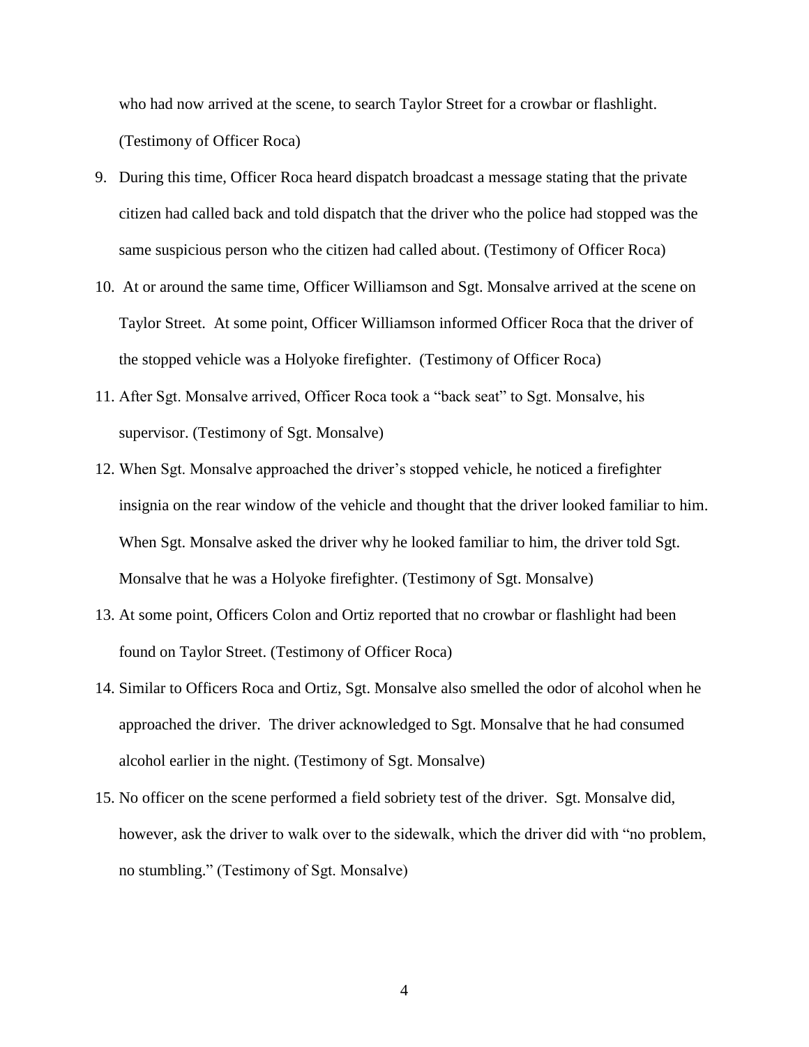who had now arrived at the scene, to search Taylor Street for a crowbar or flashlight. (Testimony of Officer Roca)

9. During this time, Officer Roca heard dispatch broadcast a message stating that the private citizen had called back and told dispatch that the driver who the police had stopped was the same suspicious person who the citizen had called about. (Testimony of Officer Roca)
10. At or around the same time, Officer Williamson and Sgt. Monsalve arrived at the scene on Taylor Street. At some point, Officer Williamson informed Officer Roca that the driver of the stopped vehicle was a Holyoke firefighter. (Testimony of Officer Roca)
11. After Sgt. Monsalve arrived, Officer Roca took a "back seat" to Sgt. Monsalve, his supervisor. (Testimony of Sgt. Monsalve)
12. When Sgt. Monsalve approached the driver's stopped vehicle, he noticed a firefighter insignia on the rear window of the vehicle and thought that the driver looked familiar to him. When Sgt. Monsalve asked the driver why he looked familiar to him, the driver told Sgt. Monsalve that he was a Holyoke firefighter. (Testimony of Sgt. Monsalve)
13. At some point, Officers Colon and Ortiz reported that no crowbar or flashlight had been found on Taylor Street. (Testimony of Officer Roca)
14. Similar to Officers Roca and Ortiz, Sgt. Monsalve also smelled the odor of alcohol when he approached the driver. The driver acknowledged to Sgt. Monsalve that he had consumed alcohol earlier in the night. (Testimony of Sgt. Monsalve)
15. No officer on the scene performed a field sobriety test of the driver. Sgt. Monsalve did, however, ask the driver to walk over to the sidewalk, which the driver did with "no problem, no stumbling." (Testimony of Sgt. Monsalve)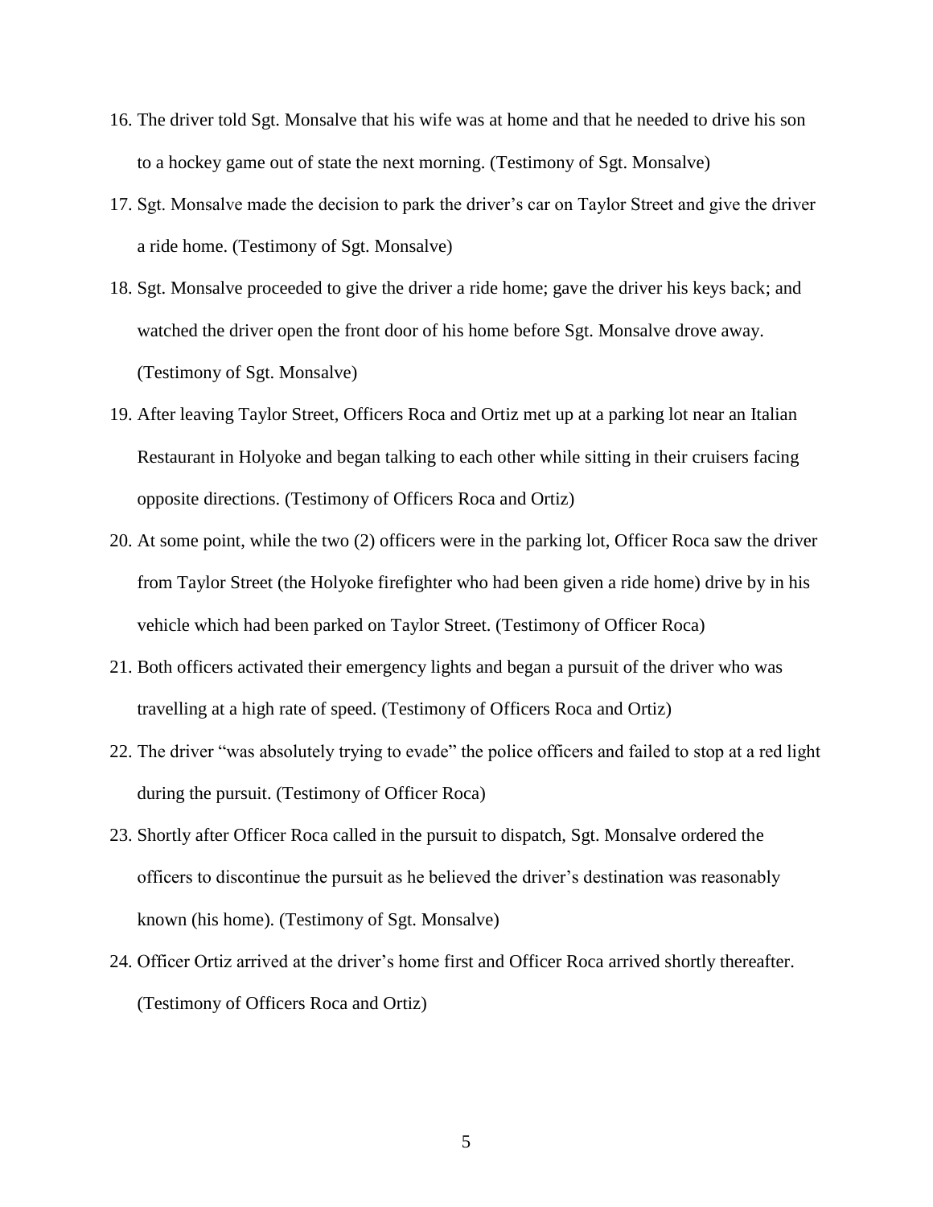16. The driver told Sgt. Monsalve that his wife was at home and that he needed to drive his son to a hockey game out of state the next morning. (Testimony of Sgt. Monsalve)
17. Sgt. Monsalve made the decision to park the driver's car on Taylor Street and give the driver a ride home. (Testimony of Sgt. Monsalve)
18. Sgt. Monsalve proceeded to give the driver a ride home; gave the driver his keys back; and watched the driver open the front door of his home before Sgt. Monsalve drove away. (Testimony of Sgt. Monsalve)
19. After leaving Taylor Street, Officers Roca and Ortiz met up at a parking lot near an Italian Restaurant in Holyoke and began talking to each other while sitting in their cruisers facing opposite directions. (Testimony of Officers Roca and Ortiz)
20. At some point, while the two (2) officers were in the parking lot, Officer Roca saw the driver from Taylor Street (the Holyoke firefighter who had been given a ride home) drive by in his vehicle which had been parked on Taylor Street. (Testimony of Officer Roca)
21. Both officers activated their emergency lights and began a pursuit of the driver who was travelling at a high rate of speed. (Testimony of Officers Roca and Ortiz)
22. The driver "was absolutely trying to evade" the police officers and failed to stop at a red light during the pursuit. (Testimony of Officer Roca)
23. Shortly after Officer Roca called in the pursuit to dispatch, Sgt. Monsalve ordered the officers to discontinue the pursuit as he believed the driver's destination was reasonably known (his home). (Testimony of Sgt. Monsalve)
24. Officer Ortiz arrived at the driver's home first and Officer Roca arrived shortly thereafter. (Testimony of Officers Roca and Ortiz)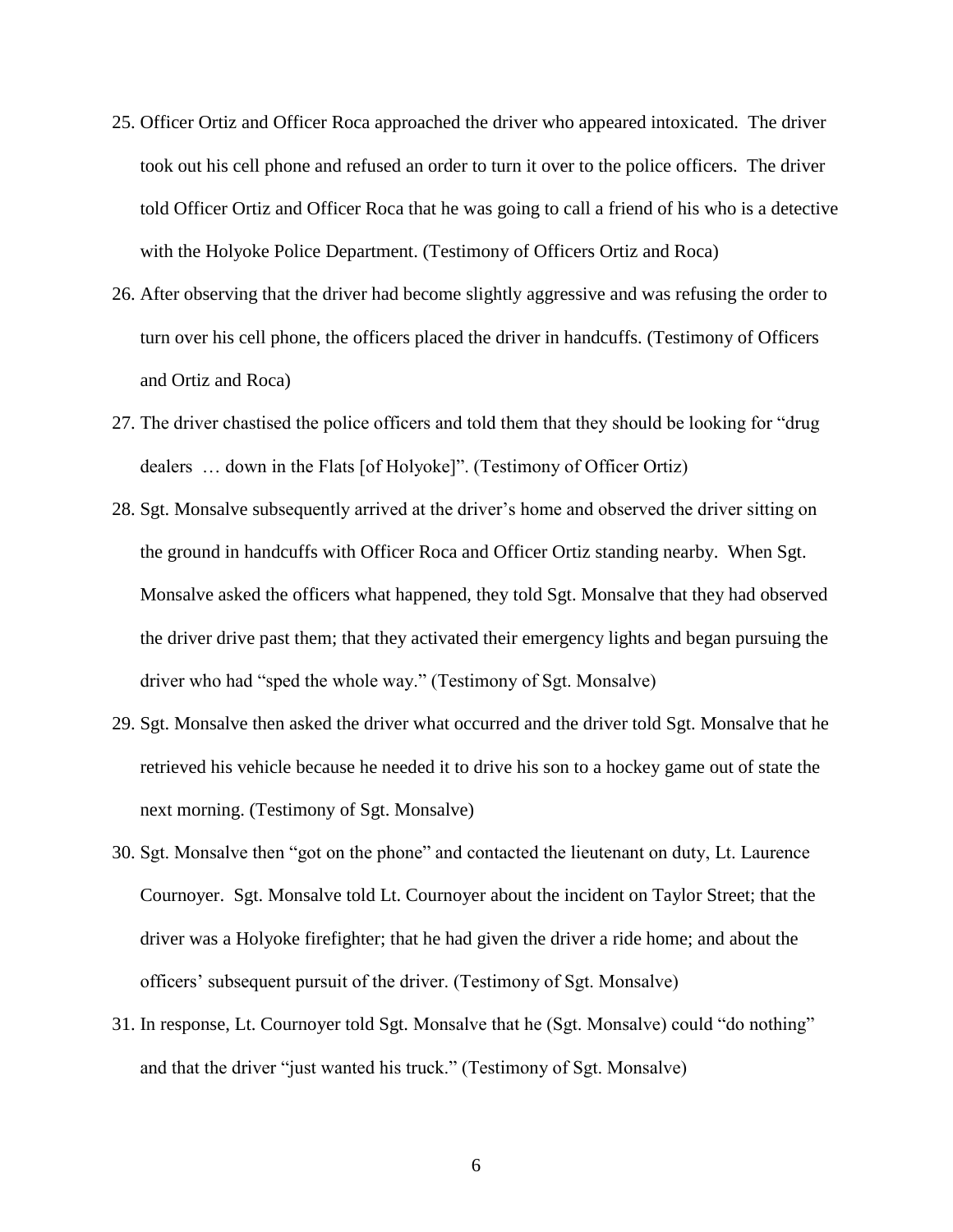25. Officer Ortiz and Officer Roca approached the driver who appeared intoxicated. The driver took out his cell phone and refused an order to turn it over to the police officers. The driver told Officer Ortiz and Officer Roca that he was going to call a friend of his who is a detective with the Holyoke Police Department. (Testimony of Officers Ortiz and Roca)
26. After observing that the driver had become slightly aggressive and was refusing the order to turn over his cell phone, the officers placed the driver in handcuffs. (Testimony of Officers and Ortiz and Roca)
27. The driver chastised the police officers and told them that they should be looking for "drug dealers … down in the Flats [of Holyoke]". (Testimony of Officer Ortiz)
28. Sgt. Monsalve subsequently arrived at the driver's home and observed the driver sitting on the ground in handcuffs with Officer Roca and Officer Ortiz standing nearby. When Sgt. Monsalve asked the officers what happened, they told Sgt. Monsalve that they had observed the driver drive past them; that they activated their emergency lights and began pursuing the driver who had "sped the whole way." (Testimony of Sgt. Monsalve)
29. Sgt. Monsalve then asked the driver what occurred and the driver told Sgt. Monsalve that he retrieved his vehicle because he needed it to drive his son to a hockey game out of state the next morning. (Testimony of Sgt. Monsalve)
30. Sgt. Monsalve then "got on the phone" and contacted the lieutenant on duty, Lt. Laurence Cournoyer. Sgt. Monsalve told Lt. Cournoyer about the incident on Taylor Street; that the driver was a Holyoke firefighter; that he had given the driver a ride home; and about the officers' subsequent pursuit of the driver. (Testimony of Sgt. Monsalve)
31. In response, Lt. Cournoyer told Sgt. Monsalve that he (Sgt. Monsalve) could "do nothing" and that the driver "just wanted his truck." (Testimony of Sgt. Monsalve)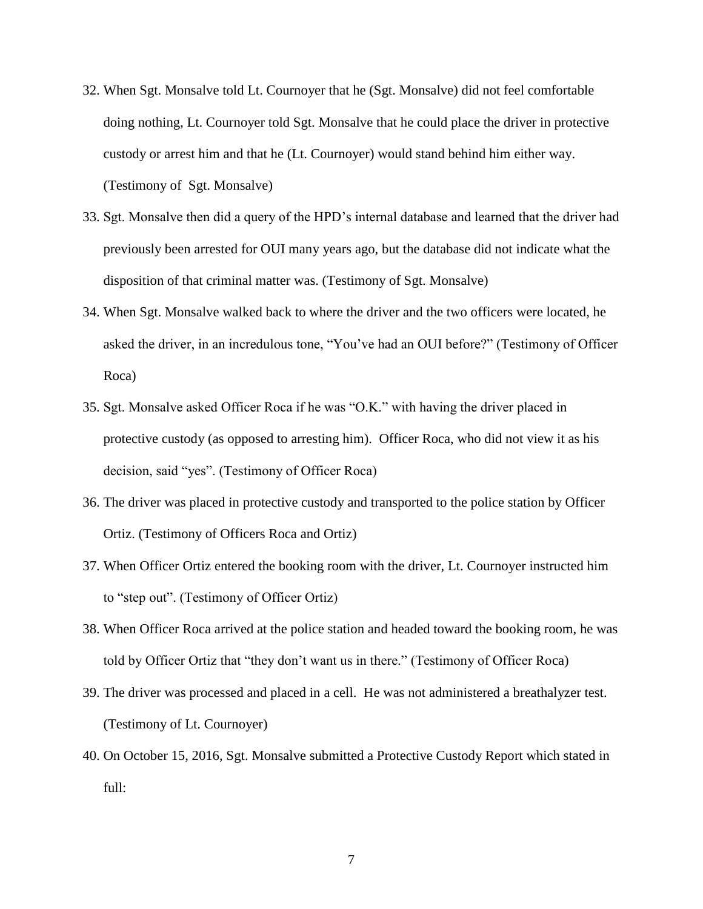32. When Sgt. Monsalve told Lt. Cournoyer that he (Sgt. Monsalve) did not feel comfortable doing nothing, Lt. Cournoyer told Sgt. Monsalve that he could place the driver in protective custody or arrest him and that he (Lt. Cournoyer) would stand behind him either way. (Testimony of Sgt. Monsalve)
33. Sgt. Monsalve then did a query of the HPD's internal database and learned that the driver had previously been arrested for OUI many years ago, but the database did not indicate what the disposition of that criminal matter was. (Testimony of Sgt. Monsalve)
34. When Sgt. Monsalve walked back to where the driver and the two officers were located, he asked the driver, in an incredulous tone, "You've had an OUI before?" (Testimony of Officer Roca)
35. Sgt. Monsalve asked Officer Roca if he was "O.K." with having the driver placed in protective custody (as opposed to arresting him). Officer Roca, who did not view it as his decision, said "yes". (Testimony of Officer Roca)
36. The driver was placed in protective custody and transported to the police station by Officer Ortiz. (Testimony of Officers Roca and Ortiz)
37. When Officer Ortiz entered the booking room with the driver, Lt. Cournoyer instructed him to "step out". (Testimony of Officer Ortiz)
38. When Officer Roca arrived at the police station and headed toward the booking room, he was told by Officer Ortiz that "they don't want us in there." (Testimony of Officer Roca)
39. The driver was processed and placed in a cell. He was not administered a breathalyzer test. (Testimony of Lt. Cournoyer)
40. On October 15, 2016, Sgt. Monsalve submitted a Protective Custody Report which stated in full: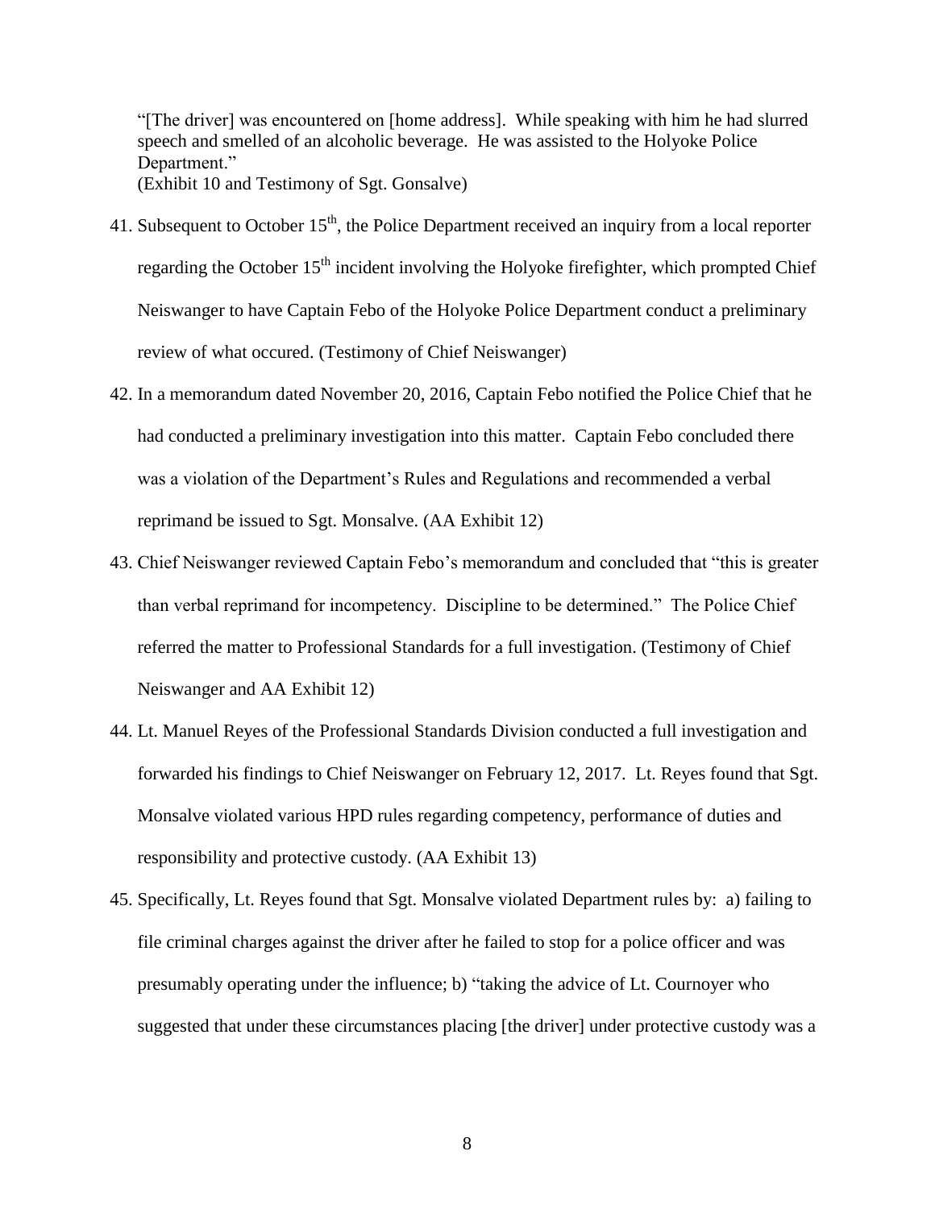"[The driver] was encountered on [home address]. While speaking with him he had slurred speech and smelled of an alcoholic beverage. He was assisted to the Holyoke Police Department."
(Exhibit 10 and Testimony of Sgt. Gonsalve)

41. Subsequent to October 15th, the Police Department received an inquiry from a local reporter regarding the October 15th incident involving the Holyoke firefighter, which prompted Chief Neiswanger to have Captain Febo of the Holyoke Police Department conduct a preliminary review of what occured. (Testimony of Chief Neiswanger)

42. In a memorandum dated November 20, 2016, Captain Febo notified the Police Chief that he had conducted a preliminary investigation into this matter. Captain Febo concluded there was a violation of the Department's Rules and Regulations and recommended a verbal reprimand be issued to Sgt. Monsalve. (AA Exhibit 12)

43. Chief Neiswanger reviewed Captain Febo's memorandum and concluded that "this is greater than verbal reprimand for incompetency. Discipline to be determined." The Police Chief referred the matter to Professional Standards for a full investigation. (Testimony of Chief Neiswanger and AA Exhibit 12)

44. Lt. Manuel Reyes of the Professional Standards Division conducted a full investigation and forwarded his findings to Chief Neiswanger on February 12, 2017. Lt. Reyes found that Sgt. Monsalve violated various HPD rules regarding competency, performance of duties and responsibility and protective custody. (AA Exhibit 13)

45. Specifically, Lt. Reyes found that Sgt. Monsalve violated Department rules by: a) failing to file criminal charges against the driver after he failed to stop for a police officer and was presumably operating under the influence; b) "taking the advice of Lt. Cournoyer who suggested that under these circumstances placing [the driver] under protective custody was a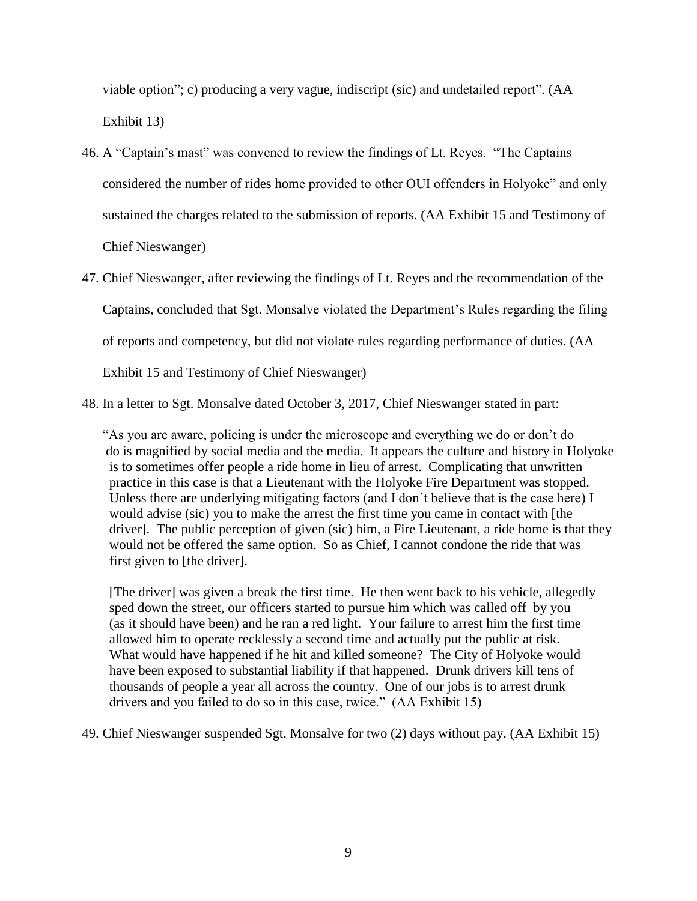viable option"; c) producing a very vague, indiscript (sic) and undetailed report". (AA Exhibit 13)

46. A "Captain's mast" was convened to review the findings of Lt. Reyes. "The Captains considered the number of rides home provided to other OUI offenders in Holyoke" and only sustained the charges related to the submission of reports. (AA Exhibit 15 and Testimony of Chief Nieswanger)

47. Chief Nieswanger, after reviewing the findings of Lt. Reyes and the recommendation of the Captains, concluded that Sgt. Monsalve violated the Department's Rules regarding the filing of reports and competency, but did not violate rules regarding performance of duties. (AA Exhibit 15 and Testimony of Chief Nieswanger)

48. In a letter to Sgt. Monsalve dated October 3, 2017, Chief Nieswanger stated in part:

> "As you are aware, policing is under the microscope and everything we do or don't do do is magnified by social media and the media. It appears the culture and history in Holyoke is to sometimes offer people a ride home in lieu of arrest. Complicating that unwritten practice in this case is that a Lieutenant with the Holyoke Fire Department was stopped. Unless there are underlying mitigating factors (and I don't believe that is the case here) I would advise (sic) you to make the arrest the first time you came in contact with [the driver]. The public perception of given (sic) him, a Fire Lieutenant, a ride home is that they would not be offered the same option. So as Chief, I cannot condone the ride that was first given to [the driver].
>
> [The driver] was given a break the first time. He then went back to his vehicle, allegedly sped down the street, our officers started to pursue him which was called off by you (as it should have been) and he ran a red light. Your failure to arrest him the first time allowed him to operate recklessly a second time and actually put the public at risk. What would have happened if he hit and killed someone? The City of Holyoke would have been exposed to substantial liability if that happened. Drunk drivers kill tens of thousands of people a year all across the country. One of our jobs is to arrest drunk drivers and you failed to do so in this case, twice." (AA Exhibit 15)

49. Chief Nieswanger suspended Sgt. Monsalve for two (2) days without pay. (AA Exhibit 15)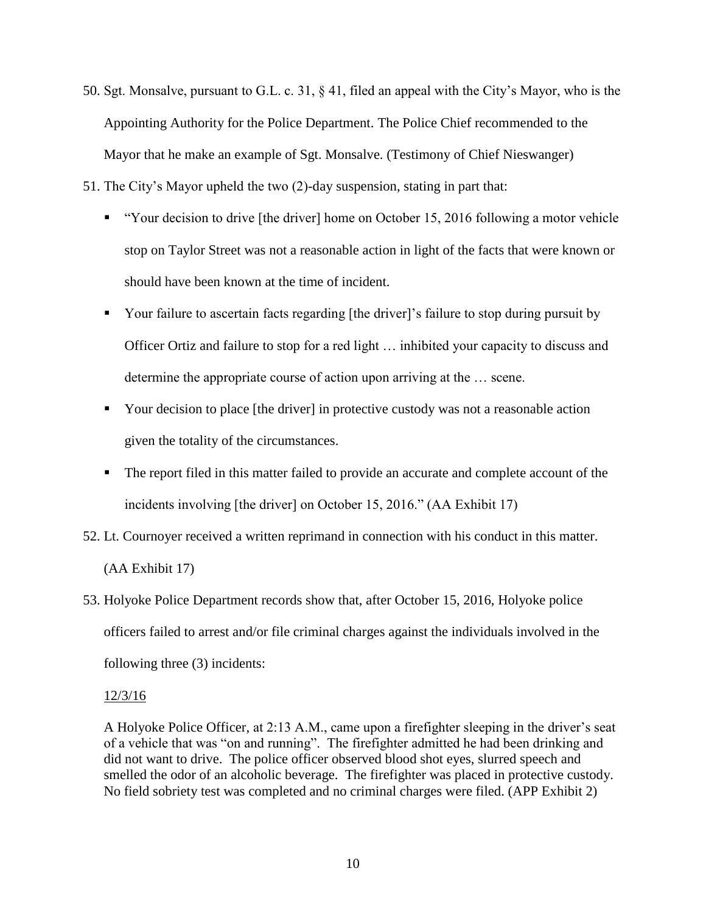50. Sgt. Monsalve, pursuant to G.L. c. 31, § 41, filed an appeal with the City's Mayor, who is the Appointing Authority for the Police Department. The Police Chief recommended to the Mayor that he make an example of Sgt. Monsalve. (Testimony of Chief Nieswanger)

51. The City's Mayor upheld the two (2)-day suspension, stating in part that:

   - "Your decision to drive [the driver] home on October 15, 2016 following a motor vehicle stop on Taylor Street was not a reasonable action in light of the facts that were known or should have been known at the time of incident.
   - Your failure to ascertain facts regarding [the driver]'s failure to stop during pursuit by Officer Ortiz and failure to stop for a red light … inhibited your capacity to discuss and determine the appropriate course of action upon arriving at the … scene.
   - Your decision to place [the driver] in protective custody was not a reasonable action given the totality of the circumstances.
   - The report filed in this matter failed to provide an accurate and complete account of the incidents involving [the driver] on October 15, 2016." (AA Exhibit 17)

52. Lt. Cournoyer received a written reprimand in connection with his conduct in this matter. (AA Exhibit 17)

53. Holyoke Police Department records show that, after October 15, 2016, Holyoke police officers failed to arrest and/or file criminal charges against the individuals involved in the following three (3) incidents:

   <u>12/3/16</u>

   A Holyoke Police Officer, at 2:13 A.M., came upon a firefighter sleeping in the driver's seat of a vehicle that was "on and running". The firefighter admitted he had been drinking and did not want to drive. The police officer observed blood shot eyes, slurred speech and smelled the odor of an alcoholic beverage. The firefighter was placed in protective custody. No field sobriety test was completed and no criminal charges were filed. (APP Exhibit 2)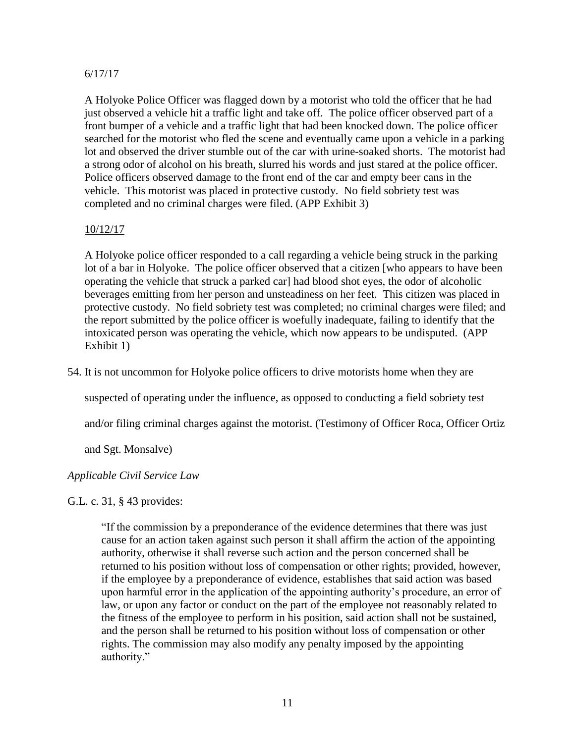6/17/17

A Holyoke Police Officer was flagged down by a motorist who told the officer that he had just observed a vehicle hit a traffic light and take off. The police officer observed part of a front bumper of a vehicle and a traffic light that had been knocked down. The police officer searched for the motorist who fled the scene and eventually came upon a vehicle in a parking lot and observed the driver stumble out of the car with urine-soaked shorts. The motorist had a strong odor of alcohol on his breath, slurred his words and just stared at the police officer. Police officers observed damage to the front end of the car and empty beer cans in the vehicle. This motorist was placed in protective custody. No field sobriety test was completed and no criminal charges were filed. (APP Exhibit 3)

10/12/17

A Holyoke police officer responded to a call regarding a vehicle being struck in the parking lot of a bar in Holyoke. The police officer observed that a citizen [who appears to have been operating the vehicle that struck a parked car] had blood shot eyes, the odor of alcoholic beverages emitting from her person and unsteadiness on her feet. This citizen was placed in protective custody. No field sobriety test was completed; no criminal charges were filed; and the report submitted by the police officer is woefully inadequate, failing to identify that the intoxicated person was operating the vehicle, which now appears to be undisputed. (APP Exhibit 1)

54. It is not uncommon for Holyoke police officers to drive motorists home when they are suspected of operating under the influence, as opposed to conducting a field sobriety test and/or filing criminal charges against the motorist. (Testimony of Officer Roca, Officer Ortiz and Sgt. Monsalve)

*Applicable Civil Service Law*

G.L. c. 31, § 43 provides:

> "If the commission by a preponderance of the evidence determines that there was just cause for an action taken against such person it shall affirm the action of the appointing authority, otherwise it shall reverse such action and the person concerned shall be returned to his position without loss of compensation or other rights; provided, however, if the employee by a preponderance of evidence, establishes that said action was based upon harmful error in the application of the appointing authority's procedure, an error of law, or upon any factor or conduct on the part of the employee not reasonably related to the fitness of the employee to perform in his position, said action shall not be sustained, and the person shall be returned to his position without loss of compensation or other rights. The commission may also modify any penalty imposed by the appointing authority."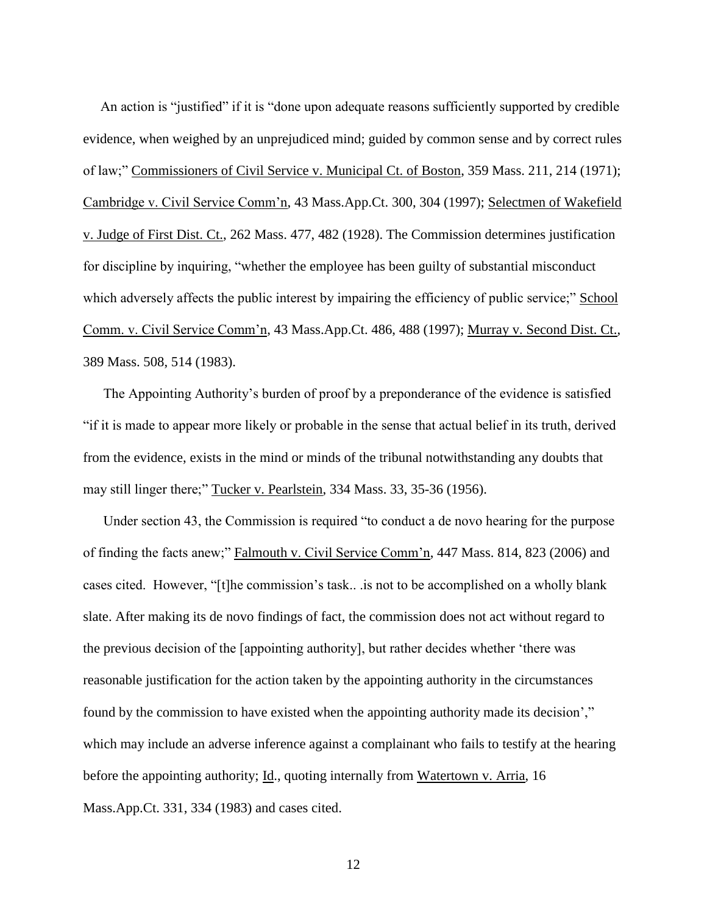An action is "justified" if it is "done upon adequate reasons sufficiently supported by credible evidence, when weighed by an unprejudiced mind; guided by common sense and by correct rules of law;" Commissioners of Civil Service v. Municipal Ct. of Boston, 359 Mass. 211, 214 (1971); Cambridge v. Civil Service Comm'n, 43 Mass.App.Ct. 300, 304 (1997); Selectmen of Wakefield v. Judge of First Dist. Ct., 262 Mass. 477, 482 (1928). The Commission determines justification for discipline by inquiring, "whether the employee has been guilty of substantial misconduct which adversely affects the public interest by impairing the efficiency of public service;" School Comm. v. Civil Service Comm'n, 43 Mass.App.Ct. 486, 488 (1997); Murray v. Second Dist. Ct., 389 Mass. 508, 514 (1983).

The Appointing Authority's burden of proof by a preponderance of the evidence is satisfied "if it is made to appear more likely or probable in the sense that actual belief in its truth, derived from the evidence, exists in the mind or minds of the tribunal notwithstanding any doubts that may still linger there;" Tucker v. Pearlstein, 334 Mass. 33, 35-36 (1956).

Under section 43, the Commission is required "to conduct a de novo hearing for the purpose of finding the facts anew;" Falmouth v. Civil Service Comm'n, 447 Mass. 814, 823 (2006) and cases cited. However, "[t]he commission's task.. .is not to be accomplished on a wholly blank slate. After making its de novo findings of fact, the commission does not act without regard to the previous decision of the [appointing authority], but rather decides whether 'there was reasonable justification for the action taken by the appointing authority in the circumstances found by the commission to have existed when the appointing authority made its decision'," which may include an adverse inference against a complainant who fails to testify at the hearing before the appointing authority; Id., quoting internally from Watertown v. Arria, 16 Mass.App.Ct. 331, 334 (1983) and cases cited.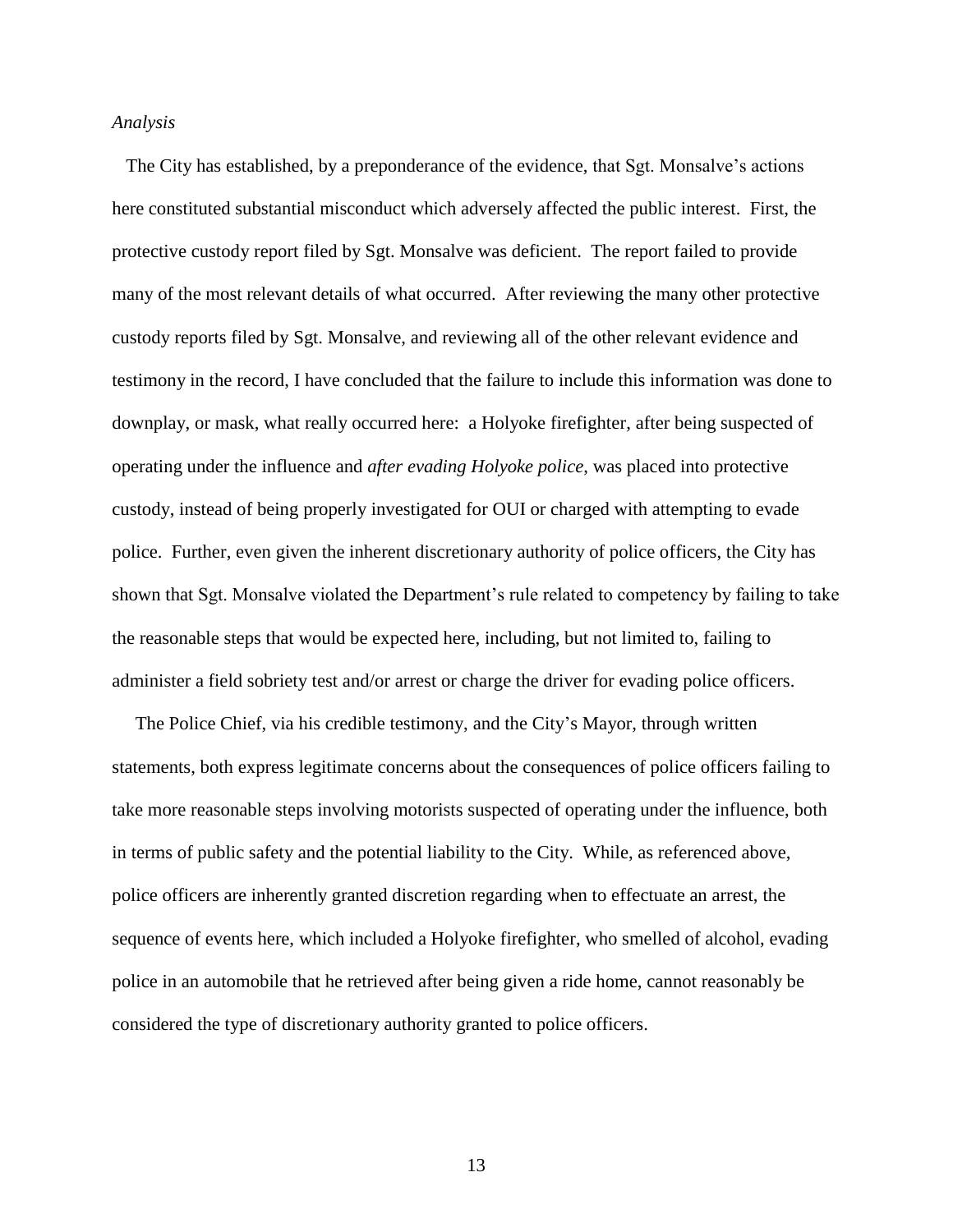*Analysis*

The City has established, by a preponderance of the evidence, that Sgt. Monsalve's actions here constituted substantial misconduct which adversely affected the public interest. First, the protective custody report filed by Sgt. Monsalve was deficient. The report failed to provide many of the most relevant details of what occurred. After reviewing the many other protective custody reports filed by Sgt. Monsalve, and reviewing all of the other relevant evidence and testimony in the record, I have concluded that the failure to include this information was done to downplay, or mask, what really occurred here: a Holyoke firefighter, after being suspected of operating under the influence and *after evading Holyoke police*, was placed into protective custody, instead of being properly investigated for OUI or charged with attempting to evade police. Further, even given the inherent discretionary authority of police officers, the City has shown that Sgt. Monsalve violated the Department's rule related to competency by failing to take the reasonable steps that would be expected here, including, but not limited to, failing to administer a field sobriety test and/or arrest or charge the driver for evading police officers.

The Police Chief, via his credible testimony, and the City's Mayor, through written statements, both express legitimate concerns about the consequences of police officers failing to take more reasonable steps involving motorists suspected of operating under the influence, both in terms of public safety and the potential liability to the City. While, as referenced above, police officers are inherently granted discretion regarding when to effectuate an arrest, the sequence of events here, which included a Holyoke firefighter, who smelled of alcohol, evading police in an automobile that he retrieved after being given a ride home, cannot reasonably be considered the type of discretionary authority granted to police officers.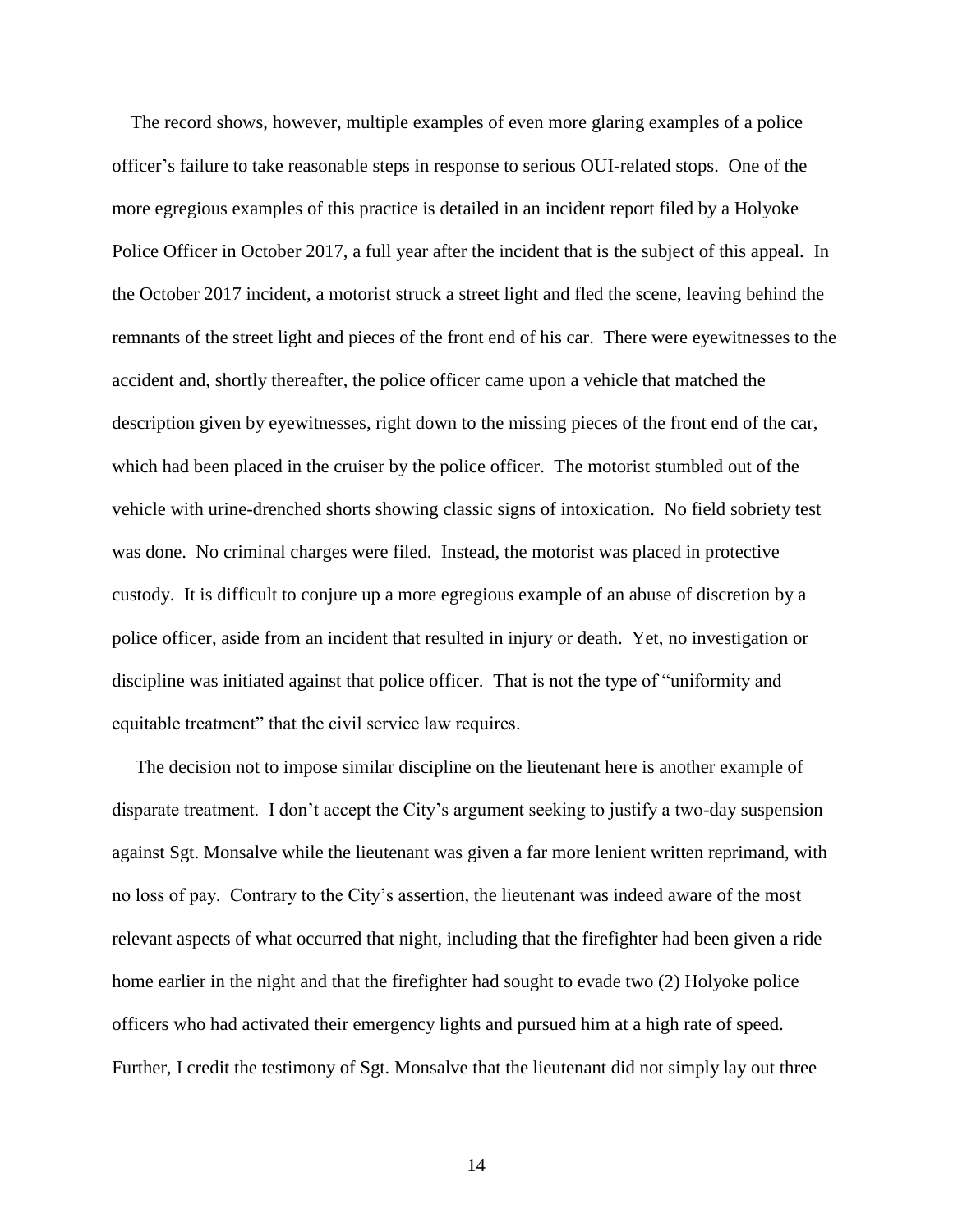The record shows, however, multiple examples of even more glaring examples of a police officer's failure to take reasonable steps in response to serious OUI-related stops. One of the more egregious examples of this practice is detailed in an incident report filed by a Holyoke Police Officer in October 2017, a full year after the incident that is the subject of this appeal. In the October 2017 incident, a motorist struck a street light and fled the scene, leaving behind the remnants of the street light and pieces of the front end of his car. There were eyewitnesses to the accident and, shortly thereafter, the police officer came upon a vehicle that matched the description given by eyewitnesses, right down to the missing pieces of the front end of the car, which had been placed in the cruiser by the police officer. The motorist stumbled out of the vehicle with urine-drenched shorts showing classic signs of intoxication. No field sobriety test was done. No criminal charges were filed. Instead, the motorist was placed in protective custody. It is difficult to conjure up a more egregious example of an abuse of discretion by a police officer, aside from an incident that resulted in injury or death. Yet, no investigation or discipline was initiated against that police officer. That is not the type of "uniformity and equitable treatment" that the civil service law requires.

The decision not to impose similar discipline on the lieutenant here is another example of disparate treatment. I don't accept the City's argument seeking to justify a two-day suspension against Sgt. Monsalve while the lieutenant was given a far more lenient written reprimand, with no loss of pay. Contrary to the City's assertion, the lieutenant was indeed aware of the most relevant aspects of what occurred that night, including that the firefighter had been given a ride home earlier in the night and that the firefighter had sought to evade two (2) Holyoke police officers who had activated their emergency lights and pursued him at a high rate of speed. Further, I credit the testimony of Sgt. Monsalve that the lieutenant did not simply lay out three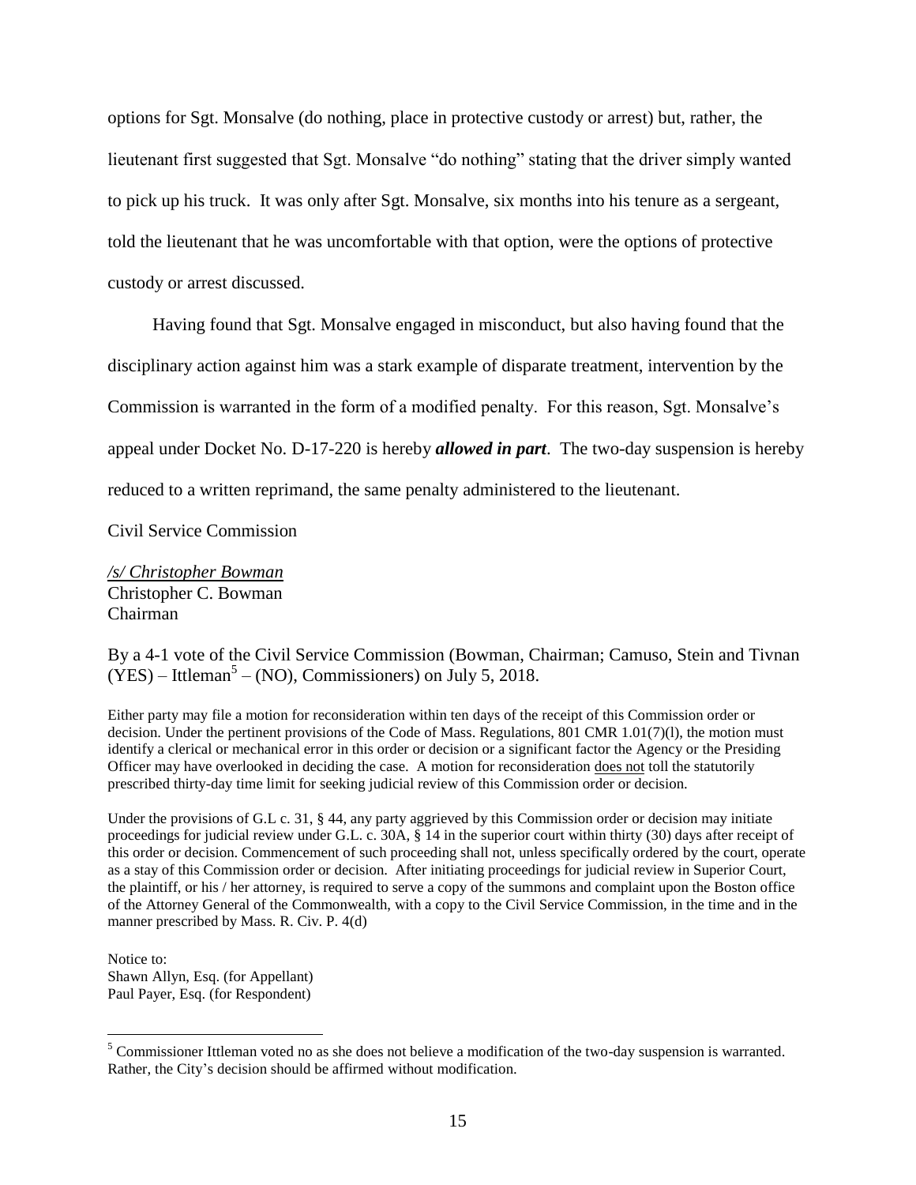options for Sgt. Monsalve (do nothing, place in protective custody or arrest) but, rather, the lieutenant first suggested that Sgt. Monsalve "do nothing" stating that the driver simply wanted to pick up his truck. It was only after Sgt. Monsalve, six months into his tenure as a sergeant, told the lieutenant that he was uncomfortable with that option, were the options of protective custody or arrest discussed.

Having found that Sgt. Monsalve engaged in misconduct, but also having found that the disciplinary action against him was a stark example of disparate treatment, intervention by the Commission is warranted in the form of a modified penalty. For this reason, Sgt. Monsalve's appeal under Docket No. D-17-220 is hereby ***allowed in part***. The two-day suspension is hereby reduced to a written reprimand, the same penalty administered to the lieutenant.

Civil Service Commission

*/s/ Christopher Bowman*
Christopher C. Bowman
Chairman

By a 4-1 vote of the Civil Service Commission (Bowman, Chairman; Camuso, Stein and Tivnan (YES) – Ittleman[5] – (NO), Commissioners) on July 5, 2018.

Either party may file a motion for reconsideration within ten days of the receipt of this Commission order or decision. Under the pertinent provisions of the Code of Mass. Regulations, 801 CMR 1.01(7)(l), the motion must identify a clerical or mechanical error in this order or decision or a significant factor the Agency or the Presiding Officer may have overlooked in deciding the case. A motion for reconsideration does not toll the statutorily prescribed thirty-day time limit for seeking judicial review of this Commission order or decision.

Under the provisions of G.L c. 31, § 44, any party aggrieved by this Commission order or decision may initiate proceedings for judicial review under G.L. c. 30A, § 14 in the superior court within thirty (30) days after receipt of this order or decision. Commencement of such proceeding shall not, unless specifically ordered by the court, operate as a stay of this Commission order or decision. After initiating proceedings for judicial review in Superior Court, the plaintiff, or his / her attorney, is required to serve a copy of the summons and complaint upon the Boston office of the Attorney General of the Commonwealth, with a copy to the Civil Service Commission, in the time and in the manner prescribed by Mass. R. Civ. P. 4(d)

Notice to:
Shawn Allyn, Esq. (for Appellant)
Paul Payer, Esq. (for Respondent)

[5] Commissioner Ittleman voted no as she does not believe a modification of the two-day suspension is warranted. Rather, the City's decision should be affirmed without modification.